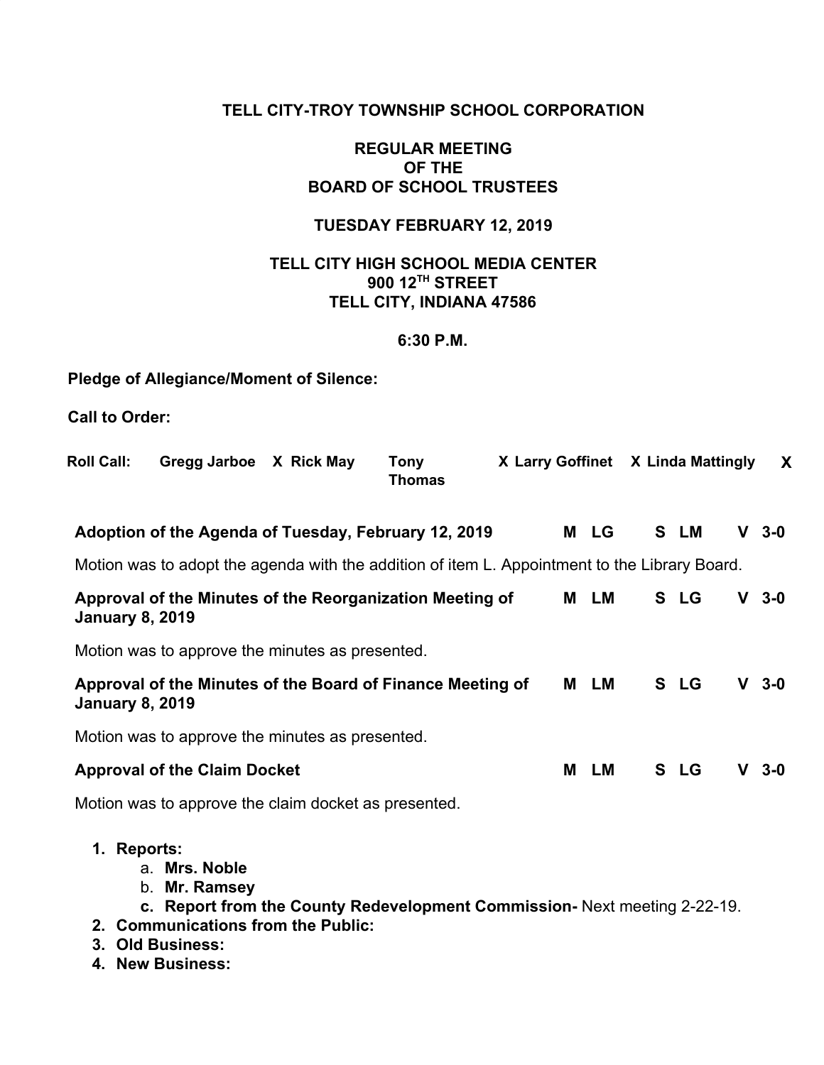**TELL CITY-TROY TOWNSHIP SCHOOL CORPORATION**

**REGULAR MEETING**
**OF THE**
**BOARD OF SCHOOL TRUSTEES**

**TUESDAY FEBRUARY 12, 2019**

**TELL CITY HIGH SCHOOL MEDIA CENTER**
**900 12TH STREET**
**TELL CITY, INDIANA 47586**

**6:30 P.M.**

**Pledge of Allegiance/Moment of Silence:**

**Call to Order:**

| Roll Call: | Gregg Jarboe | X | Rick May | | Tony Thomas | X | Larry Goffinet | X | Linda Mattingly | X |
|---|---|---|---|---|---|---|---|---|---|---|

| | M | S | V |
|---|---|---|---|
| **Adoption of the Agenda of Tuesday, February 12, 2019** | LG | LM | 3-0 |

Motion was to adopt the agenda with the addition of item L. Appointment to the Library Board.

| | M | S | V |
|---|---|---|---|
| **Approval of the Minutes of the Reorganization Meeting of January 8, 2019** | LM | LG | 3-0 |

Motion was to approve the minutes as presented.

| | M | S | V |
|---|---|---|---|
| **Approval of the Minutes of the Board of Finance Meeting of January 8, 2019** | LM | LG | 3-0 |

Motion was to approve the minutes as presented.

| | M | S | V |
|---|---|---|---|
| **Approval of the Claim Docket** | LM | LG | 3-0 |

Motion was to approve the claim docket as presented.

1. **Reports:**
   a. **Mrs. Noble**
   b. **Mr. Ramsey**
   c. **Report from the County Redevelopment Commission-** Next meeting 2-22-19.
2. **Communications from the Public:**
3. **Old Business:**
4. **New Business:**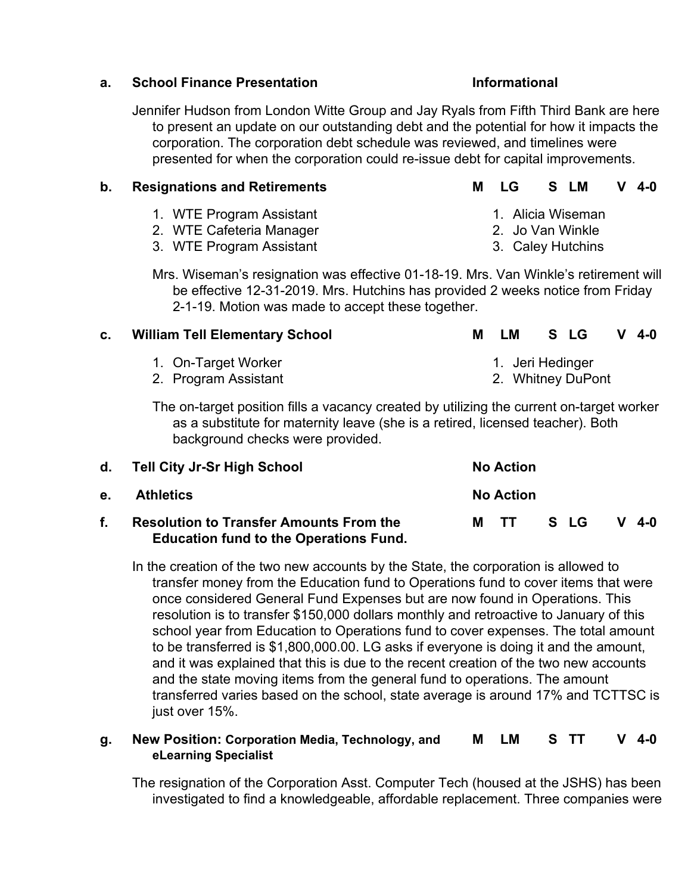**a. School Finance Presentation** **Informational**

Jennifer Hudson from London Witte Group and Jay Ryals from Fifth Third Bank are here to present an update on our outstanding debt and the potential for how it impacts the corporation. The corporation debt schedule was reviewed, and timelines were presented for when the corporation could re-issue debt for capital improvements.

**b. Resignations and Retirements** **M LG S LM V 4-0**

1. WTE Program Assistant — 1. Alicia Wiseman
2. WTE Cafeteria Manager — 2. Jo Van Winkle
3. WTE Program Assistant — 3. Caley Hutchins

Mrs. Wiseman's resignation was effective 01-18-19. Mrs. Van Winkle's retirement will be effective 12-31-2019. Mrs. Hutchins has provided 2 weeks notice from Friday 2-1-19. Motion was made to accept these together.

**c. William Tell Elementary School** **M LM S LG V 4-0**

1. On-Target Worker — 1. Jeri Hedinger
2. Program Assistant — 2. Whitney DuPont

The on-target position fills a vacancy created by utilizing the current on-target worker as a substitute for maternity leave (she is a retired, licensed teacher). Both background checks were provided.

**d. Tell City Jr-Sr High School** **No Action**

**e. Athletics** **No Action**

**f. Resolution to Transfer Amounts From the Education fund to the Operations Fund.** **M TT S LG V 4-0**

In the creation of the two new accounts by the State, the corporation is allowed to transfer money from the Education fund to Operations fund to cover items that were once considered General Fund Expenses but are now found in Operations. This resolution is to transfer $150,000 dollars monthly and retroactive to January of this school year from Education to Operations fund to cover expenses. The total amount to be transferred is $1,800,000.00. LG asks if everyone is doing it and the amount, and it was explained that this is due to the recent creation of the two new accounts and the state moving items from the general fund to operations. The amount transferred varies based on the school, state average is around 17% and TCTTSC is just over 15%.

**g. New Position: Corporation Media, Technology, and eLearning Specialist** **M LM S TT V 4-0**

The resignation of the Corporation Asst. Computer Tech (housed at the JSHS) has been investigated to find a knowledgeable, affordable replacement. Three companies were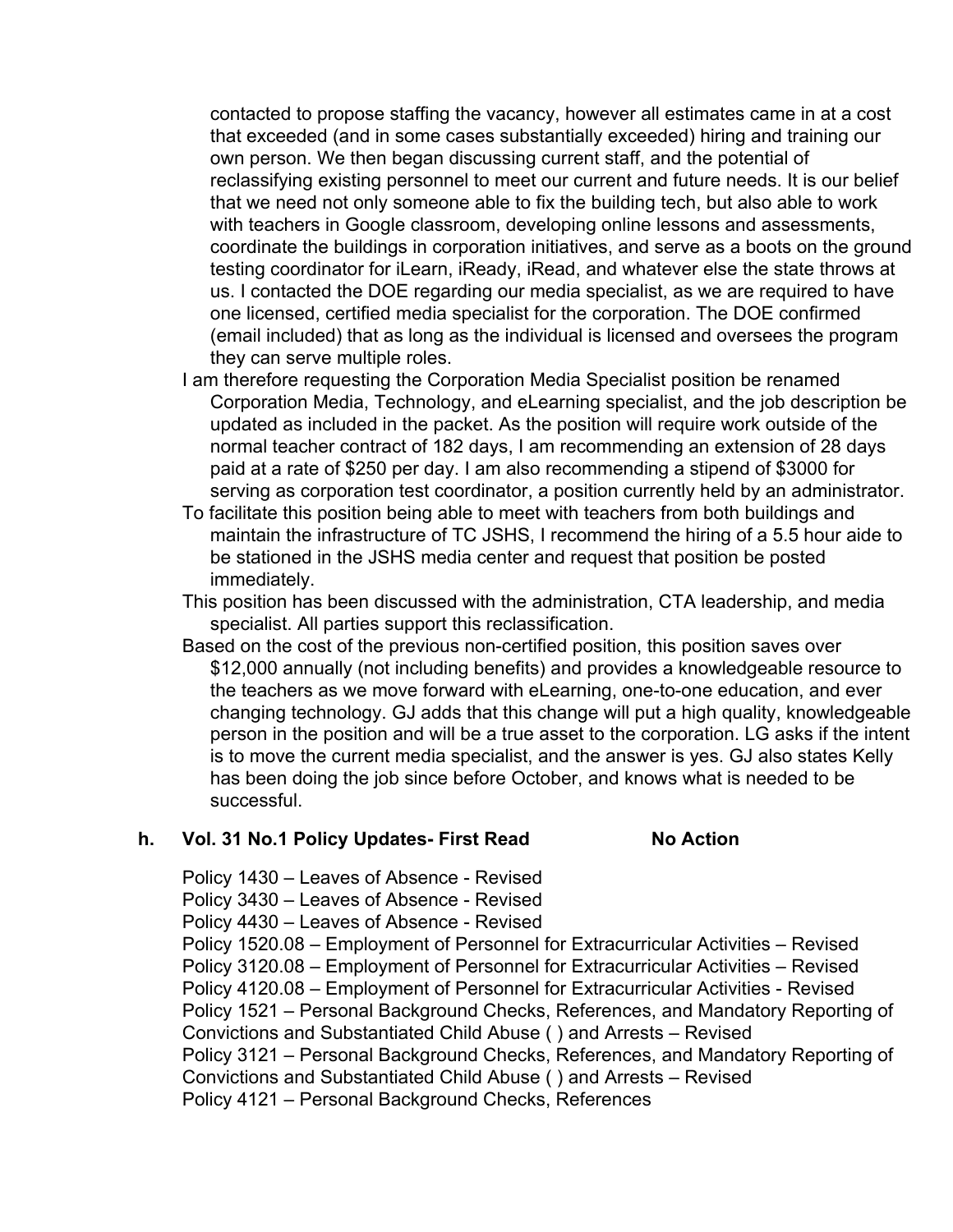contacted to propose staffing the vacancy, however all estimates came in at a cost that exceeded (and in some cases substantially exceeded) hiring and training our own person. We then began discussing current staff, and the potential of reclassifying existing personnel to meet our current and future needs. It is our belief that we need not only someone able to fix the building tech, but also able to work with teachers in Google classroom, developing online lessons and assessments, coordinate the buildings in corporation initiatives, and serve as a boots on the ground testing coordinator for iLearn, iReady, iRead, and whatever else the state throws at us. I contacted the DOE regarding our media specialist, as we are required to have one licensed, certified media specialist for the corporation. The DOE confirmed (email included) that as long as the individual is licensed and oversees the program they can serve multiple roles.

I am therefore requesting the Corporation Media Specialist position be renamed Corporation Media, Technology, and eLearning specialist, and the job description be updated as included in the packet. As the position will require work outside of the normal teacher contract of 182 days, I am recommending an extension of 28 days paid at a rate of $250 per day. I am also recommending a stipend of $3000 for serving as corporation test coordinator, a position currently held by an administrator.

To facilitate this position being able to meet with teachers from both buildings and maintain the infrastructure of TC JSHS, I recommend the hiring of a 5.5 hour aide to be stationed in the JSHS media center and request that position be posted immediately.

This position has been discussed with the administration, CTA leadership, and media specialist. All parties support this reclassification.

Based on the cost of the previous non-certified position, this position saves over $12,000 annually (not including benefits) and provides a knowledgeable resource to the teachers as we move forward with eLearning, one-to-one education, and ever changing technology. GJ adds that this change will put a high quality, knowledgeable person in the position and will be a true asset to the corporation. LG asks if the intent is to move the current media specialist, and the answer is yes. GJ also states Kelly has been doing the job since before October, and knows what is needed to be successful.

**h. Vol. 31 No.1 Policy Updates- First Read — No Action**

Policy 1430 – Leaves of Absence - Revised
Policy 3430 – Leaves of Absence - Revised
Policy 4430 – Leaves of Absence - Revised
Policy 1520.08 – Employment of Personnel for Extracurricular Activities – Revised
Policy 3120.08 – Employment of Personnel for Extracurricular Activities – Revised
Policy 4120.08 – Employment of Personnel for Extracurricular Activities - Revised
Policy 1521 – Personal Background Checks, References, and Mandatory Reporting of Convictions and Substantiated Child Abuse ( ) and Arrests – Revised
Policy 3121 – Personal Background Checks, References, and Mandatory Reporting of Convictions and Substantiated Child Abuse ( ) and Arrests – Revised
Policy 4121 – Personal Background Checks, References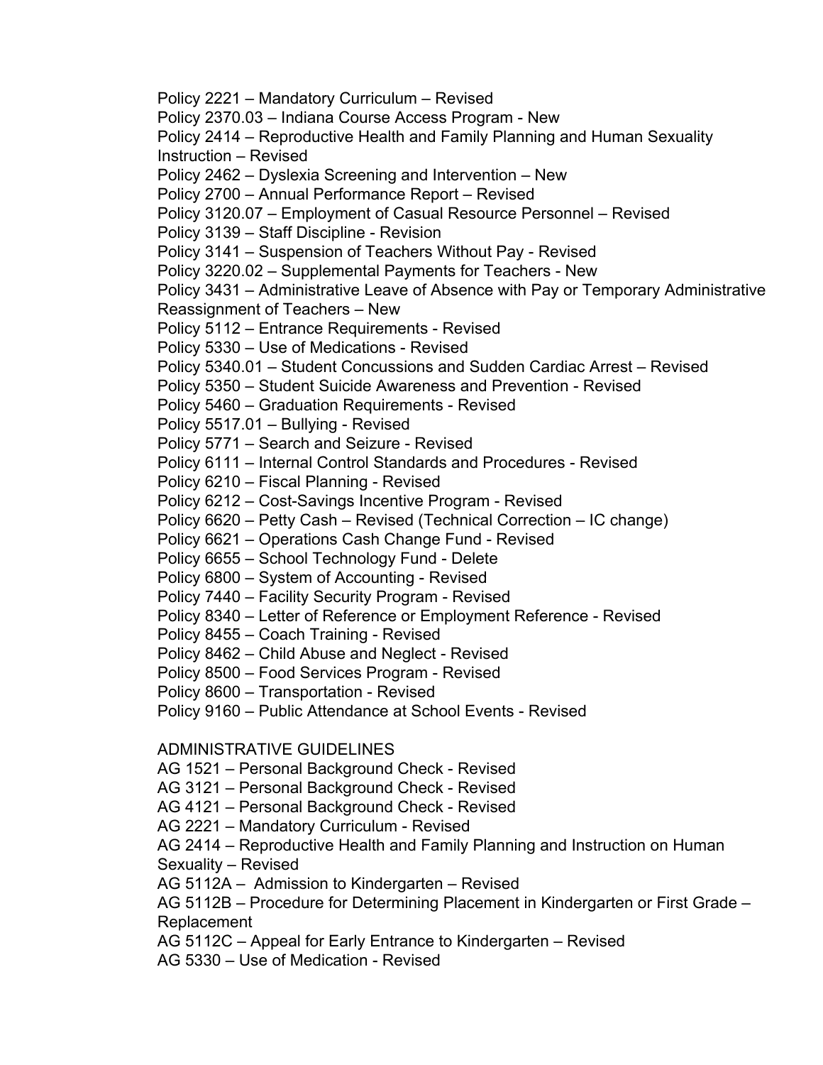Policy 2221 – Mandatory Curriculum – Revised
Policy 2370.03 – Indiana Course Access Program - New
Policy 2414 – Reproductive Health and Family Planning and Human Sexuality Instruction – Revised
Policy 2462 – Dyslexia Screening and Intervention – New
Policy 2700 – Annual Performance Report – Revised
Policy 3120.07 – Employment of Casual Resource Personnel – Revised
Policy 3139 – Staff Discipline - Revision
Policy 3141 – Suspension of Teachers Without Pay - Revised
Policy 3220.02 – Supplemental Payments for Teachers - New
Policy 3431 – Administrative Leave of Absence with Pay or Temporary Administrative Reassignment of Teachers – New
Policy 5112 – Entrance Requirements - Revised
Policy 5330 – Use of Medications - Revised
Policy 5340.01 – Student Concussions and Sudden Cardiac Arrest – Revised
Policy 5350 – Student Suicide Awareness and Prevention - Revised
Policy 5460 – Graduation Requirements - Revised
Policy 5517.01 – Bullying - Revised
Policy 5771 – Search and Seizure - Revised
Policy 6111 – Internal Control Standards and Procedures - Revised
Policy 6210 – Fiscal Planning - Revised
Policy 6212 – Cost-Savings Incentive Program - Revised
Policy 6620 – Petty Cash – Revised (Technical Correction – IC change)
Policy 6621 – Operations Cash Change Fund - Revised
Policy 6655 – School Technology Fund - Delete
Policy 6800 – System of Accounting - Revised
Policy 7440 – Facility Security Program - Revised
Policy 8340 – Letter of Reference or Employment Reference - Revised
Policy 8455 – Coach Training - Revised
Policy 8462 – Child Abuse and Neglect - Revised
Policy 8500 – Food Services Program - Revised
Policy 8600 – Transportation - Revised
Policy 9160 – Public Attendance at School Events - Revised

ADMINISTRATIVE GUIDELINES

AG 1521 – Personal Background Check - Revised
AG 3121 – Personal Background Check - Revised
AG 4121 – Personal Background Check - Revised
AG 2221 – Mandatory Curriculum - Revised
AG 2414 – Reproductive Health and Family Planning and Instruction on Human Sexuality – Revised
AG 5112A – Admission to Kindergarten – Revised
AG 5112B – Procedure for Determining Placement in Kindergarten or First Grade – Replacement
AG 5112C – Appeal for Early Entrance to Kindergarten – Revised
AG 5330 – Use of Medication - Revised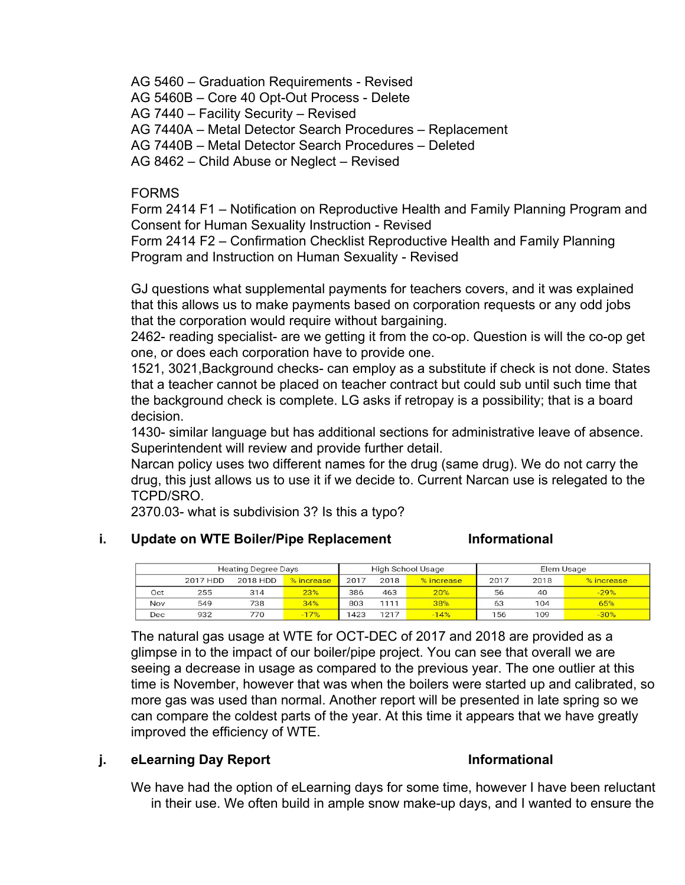AG 5460 – Graduation Requirements - Revised
AG 5460B – Core 40 Opt-Out Process - Delete
AG 7440 – Facility Security – Revised
AG 7440A – Metal Detector Search Procedures – Replacement
AG 7440B – Metal Detector Search Procedures – Deleted
AG 8462 – Child Abuse or Neglect – Revised

FORMS
Form 2414 F1 – Notification on Reproductive Health and Family Planning Program and Consent for Human Sexuality Instruction - Revised
Form 2414 F2 – Confirmation Checklist Reproductive Health and Family Planning Program and Instruction on Human Sexuality - Revised

GJ questions what supplemental payments for teachers covers, and it was explained that this allows us to make payments based on corporation requests or any odd jobs that the corporation would require without bargaining.
2462- reading specialist- are we getting it from the co-op. Question is will the co-op get one, or does each corporation have to provide one.
1521, 3021,Background checks- can employ as a substitute if check is not done. States that a teacher cannot be placed on teacher contract but could sub until such time that the background check is complete. LG asks if retropay is a possibility; that is a board decision.
1430- similar language but has additional sections for administrative leave of absence. Superintendent will review and provide further detail.
Narcan policy uses two different names for the drug (same drug). We do not carry the drug, this just allows us to use it if we decide to. Current Narcan use is relegated to the TCPD/SRO.
2370.03- what is subdivision 3? Is this a typo?

**i. Update on WTE Boiler/Pipe Replacement** **Informational**

| | Heating Degree Days | | | High School Usage | | | Elem Usage | | |
|---|---|---|---|---|---|---|---|---|---|
| | 2017 HDD | 2018 HDD | % increase | 2017 | 2018 | % increase | 2017 | 2018 | % increase |
| Oct | 255 | 314 | 23% | 386 | 463 | 20% | 56 | 40 | -29% |
| Nov | 549 | 738 | 34% | 803 | 1111 | 38% | 63 | 104 | 65% |
| Dec | 932 | 770 | -17% | 1423 | 1217 | -14% | 156 | 109 | -30% |

The natural gas usage at WTE for OCT-DEC of 2017 and 2018 are provided as a glimpse in to the impact of our boiler/pipe project. You can see that overall we are seeing a decrease in usage as compared to the previous year. The one outlier at this time is November, however that was when the boilers were started up and calibrated, so more gas was used than normal. Another report will be presented in late spring so we can compare the coldest parts of the year. At this time it appears that we have greatly improved the efficiency of WTE.

**j. eLearning Day Report** **Informational**

We have had the option of eLearning days for some time, however I have been reluctant in their use. We often build in ample snow make-up days, and I wanted to ensure the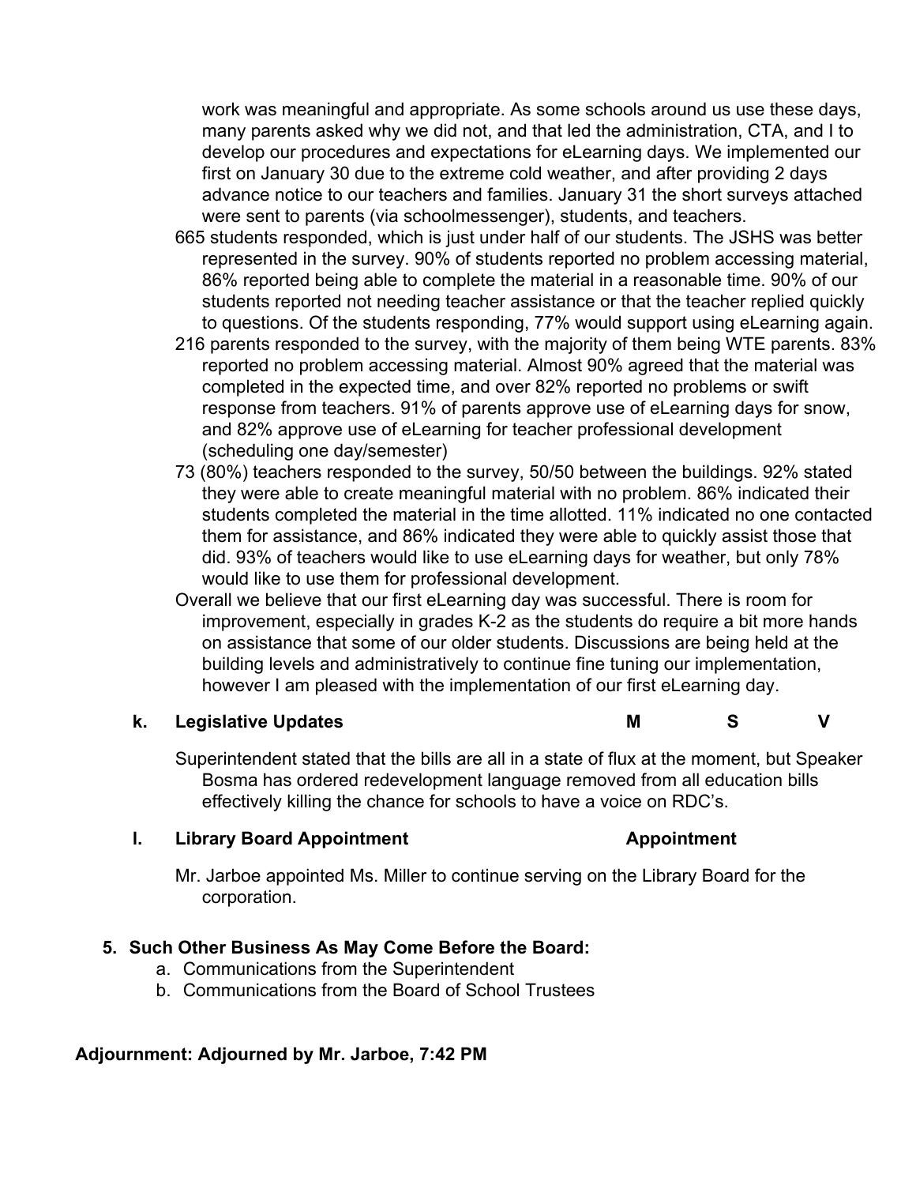work was meaningful and appropriate. As some schools around us use these days, many parents asked why we did not, and that led the administration, CTA, and I to develop our procedures and expectations for eLearning days. We implemented our first on January 30 due to the extreme cold weather, and after providing 2 days advance notice to our teachers and families. January 31 the short surveys attached were sent to parents (via schoolmessenger), students, and teachers.

665 students responded, which is just under half of our students. The JSHS was better represented in the survey. 90% of students reported no problem accessing material, 86% reported being able to complete the material in a reasonable time. 90% of our students reported not needing teacher assistance or that the teacher replied quickly to questions. Of the students responding, 77% would support using eLearning again.

216 parents responded to the survey, with the majority of them being WTE parents. 83% reported no problem accessing material. Almost 90% agreed that the material was completed in the expected time, and over 82% reported no problems or swift response from teachers. 91% of parents approve use of eLearning days for snow, and 82% approve use of eLearning for teacher professional development (scheduling one day/semester)

73 (80%) teachers responded to the survey, 50/50 between the buildings. 92% stated they were able to create meaningful material with no problem. 86% indicated their students completed the material in the time allotted. 11% indicated no one contacted them for assistance, and 86% indicated they were able to quickly assist those that did. 93% of teachers would like to use eLearning days for weather, but only 78% would like to use them for professional development.

Overall we believe that our first eLearning day was successful. There is room for improvement, especially in grades K-2 as the students do require a bit more hands on assistance that some of our older students. Discussions are being held at the building levels and administratively to continue fine tuning our implementation, however I am pleased with the implementation of our first eLearning day.

**k. Legislative Updates** **M S V**

Superintendent stated that the bills are all in a state of flux at the moment, but Speaker Bosma has ordered redevelopment language removed from all education bills effectively killing the chance for schools to have a voice on RDC's.

**l. Library Board Appointment** **Appointment**

Mr. Jarboe appointed Ms. Miller to continue serving on the Library Board for the corporation.

**5. Such Other Business As May Come Before the Board:**

a. Communications from the Superintendent
b. Communications from the Board of School Trustees

**Adjournment: Adjourned by Mr. Jarboe, 7:42 PM**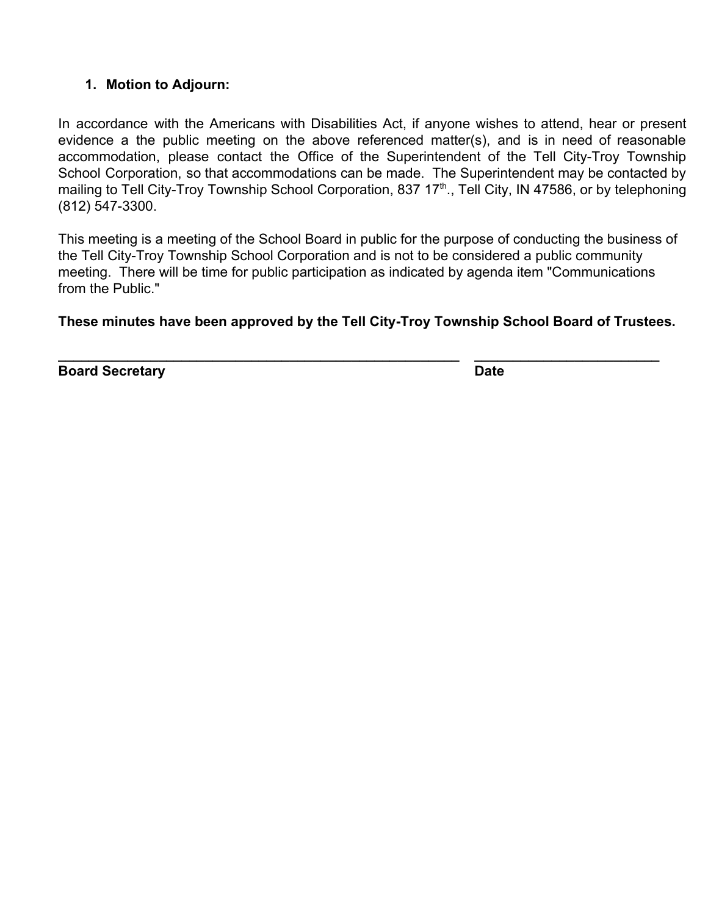1. **Motion to Adjourn:**

In accordance with the Americans with Disabilities Act, if anyone wishes to attend, hear or present evidence a the public meeting on the above referenced matter(s), and is in need of reasonable accommodation, please contact the Office of the Superintendent of the Tell City-Troy Township School Corporation, so that accommodations can be made. The Superintendent may be contacted by mailing to Tell City-Troy Township School Corporation, 837 17th., Tell City, IN 47586, or by telephoning (812) 547-3300.

This meeting is a meeting of the School Board in public for the purpose of conducting the business of the Tell City-Troy Township School Corporation and is not to be considered a public community meeting. There will be time for public participation as indicated by agenda item "Communications from the Public."

**These minutes have been approved by the Tell City-Troy Township School Board of Trustees.**

| | |
|---|---|
| ______________________________________ | ______________________ |
| **Board Secretary** | **Date** |